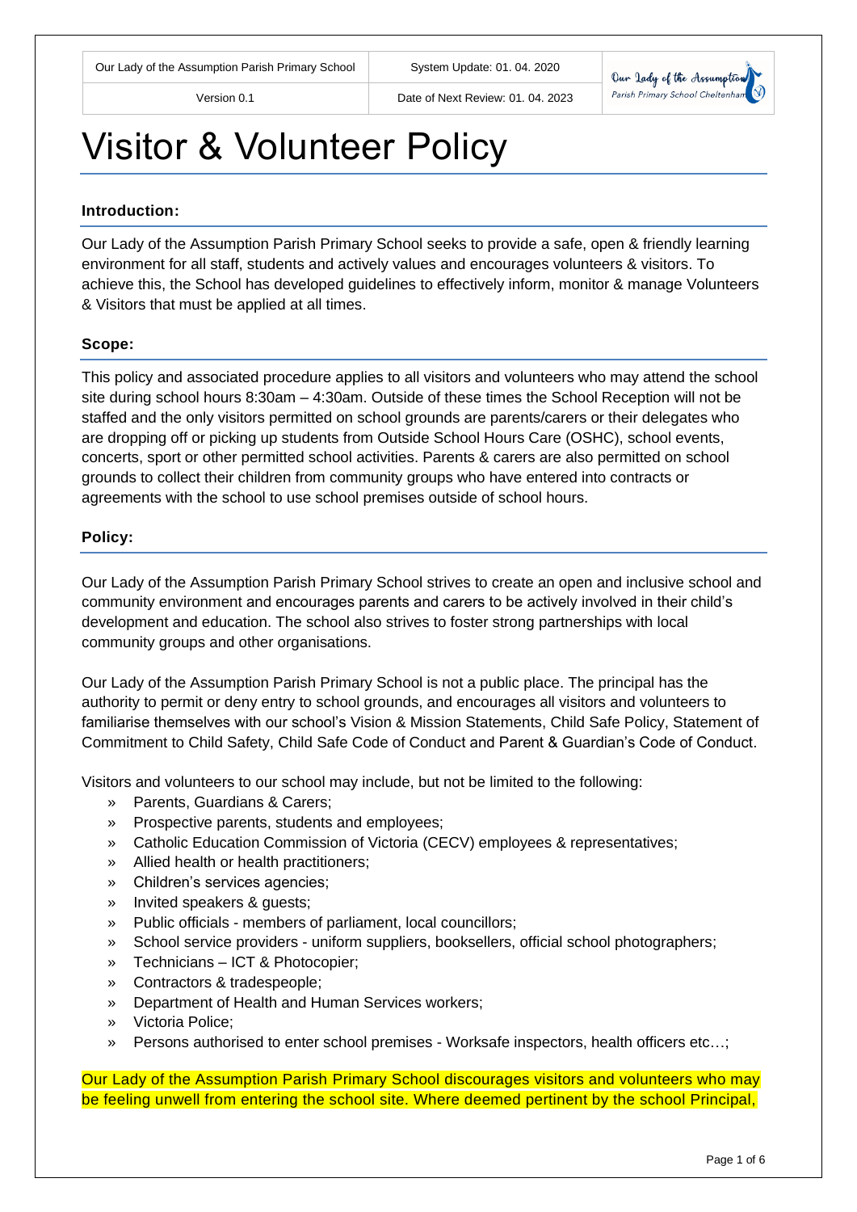| Our Lady of the Assumption Parish Primary School | System Update: 01. 04. 2020 |
|---|---|
| Version 0.1 | Date of Next Review: 01. 04. 2023 |

# Visitor & Volunteer Policy

## Introduction:

Our Lady of the Assumption Parish Primary School seeks to provide a safe, open & friendly learning environment for all staff, students and actively values and encourages volunteers & visitors. To achieve this, the School has developed guidelines to effectively inform, monitor & manage Volunteers & Visitors that must be applied at all times.

## Scope:

This policy and associated procedure applies to all visitors and volunteers who may attend the school site during school hours 8:30am – 4:30am. Outside of these times the School Reception will not be staffed and the only visitors permitted on school grounds are parents/carers or their delegates who are dropping off or picking up students from Outside School Hours Care (OSHC), school events, concerts, sport or other permitted school activities. Parents & carers are also permitted on school grounds to collect their children from community groups who have entered into contracts or agreements with the school to use school premises outside of school hours.

## Policy:

Our Lady of the Assumption Parish Primary School strives to create an open and inclusive school and community environment and encourages parents and carers to be actively involved in their child's development and education. The school also strives to foster strong partnerships with local community groups and other organisations.

Our Lady of the Assumption Parish Primary School is not a public place. The principal has the authority to permit or deny entry to school grounds, and encourages all visitors and volunteers to familiarise themselves with our school's Vision & Mission Statements, Child Safe Policy, Statement of Commitment to Child Safety, Child Safe Code of Conduct and Parent & Guardian's Code of Conduct.

Visitors and volunteers to our school may include, but not be limited to the following:

- Parents, Guardians & Carers;
- Prospective parents, students and employees;
- Catholic Education Commission of Victoria (CECV) employees & representatives;
- Allied health or health practitioners;
- Children's services agencies;
- Invited speakers & guests;
- Public officials - members of parliament, local councillors;
- School service providers - uniform suppliers, booksellers, official school photographers;
- Technicians – ICT & Photocopier;
- Contractors & tradespeople;
- Department of Health and Human Services workers;
- Victoria Police;
- Persons authorised to enter school premises - Worksafe inspectors, health officers etc…;

Our Lady of the Assumption Parish Primary School discourages visitors and volunteers who may be feeling unwell from entering the school site. Where deemed pertinent by the school Principal,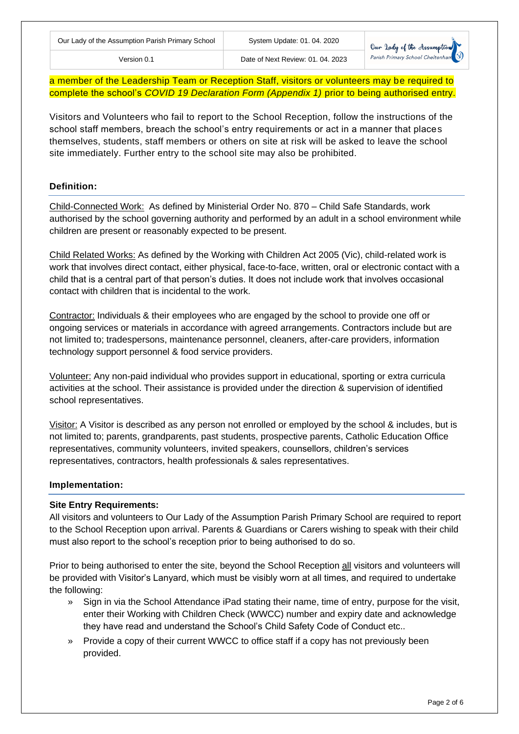a member of the Leadership Team or Reception Staff, visitors or volunteers may be required to complete the school's *COVID 19 Declaration Form (Appendix 1)* prior to being authorised entry.

Visitors and Volunteers who fail to report to the School Reception, follow the instructions of the school staff members, breach the school's entry requirements or act in a manner that places themselves, students, staff members or others on site at risk will be asked to leave the school site immediately. Further entry to the school site may also be prohibited.

## Definition:

Child-Connected Work: As defined by Ministerial Order No. 870 – Child Safe Standards, work authorised by the school governing authority and performed by an adult in a school environment while children are present or reasonably expected to be present.

Child Related Works: As defined by the Working with Children Act 2005 (Vic), child-related work is work that involves direct contact, either physical, face-to-face, written, oral or electronic contact with a child that is a central part of that person's duties. It does not include work that involves occasional contact with children that is incidental to the work.

Contractor: Individuals & their employees who are engaged by the school to provide one off or ongoing services or materials in accordance with agreed arrangements. Contractors include but are not limited to; tradespersons, maintenance personnel, cleaners, after-care providers, information technology support personnel & food service providers.

Volunteer: Any non-paid individual who provides support in educational, sporting or extra curricula activities at the school. Their assistance is provided under the direction & supervision of identified school representatives.

Visitor: A Visitor is described as any person not enrolled or employed by the school & includes, but is not limited to; parents, grandparents, past students, prospective parents, Catholic Education Office representatives, community volunteers, invited speakers, counsellors, children's services representatives, contractors, health professionals & sales representatives.

## Implementation:

### Site Entry Requirements:

All visitors and volunteers to Our Lady of the Assumption Parish Primary School are required to report to the School Reception upon arrival. Parents & Guardians or Carers wishing to speak with their child must also report to the school's reception prior to being authorised to do so.

Prior to being authorised to enter the site, beyond the School Reception all visitors and volunteers will be provided with Visitor's Lanyard, which must be visibly worn at all times, and required to undertake the following:

- Sign in via the School Attendance iPad stating their name, time of entry, purpose for the visit, enter their Working with Children Check (WWCC) number and expiry date and acknowledge they have read and understand the School's Child Safety Code of Conduct etc..
- Provide a copy of their current WWCC to office staff if a copy has not previously been provided.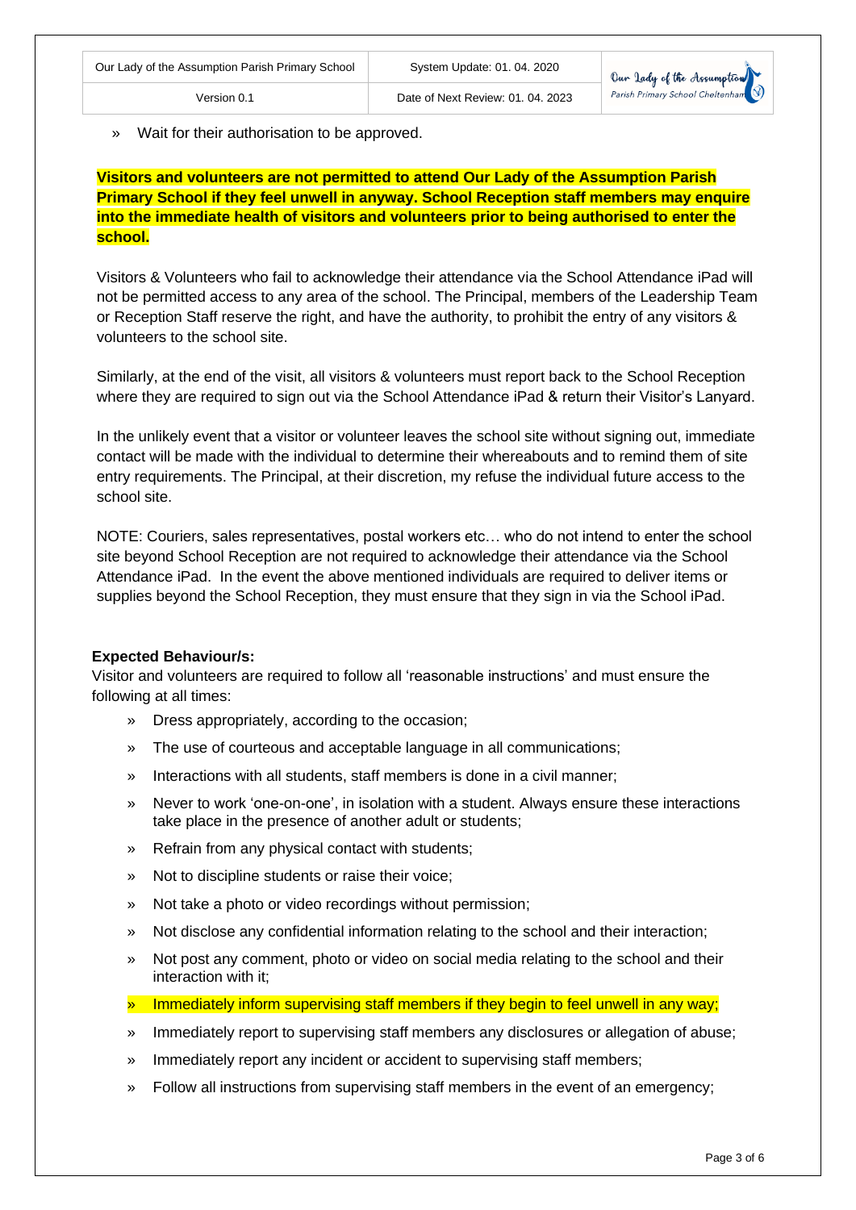- Wait for their authorisation to be approved.

**Visitors and volunteers are not permitted to attend Our Lady of the Assumption Parish Primary School if they feel unwell in anyway. School Reception staff members may enquire into the immediate health of visitors and volunteers prior to being authorised to enter the school.**

Visitors & Volunteers who fail to acknowledge their attendance via the School Attendance iPad will not be permitted access to any area of the school. The Principal, members of the Leadership Team or Reception Staff reserve the right, and have the authority, to prohibit the entry of any visitors & volunteers to the school site.

Similarly, at the end of the visit, all visitors & volunteers must report back to the School Reception where they are required to sign out via the School Attendance iPad & return their Visitor's Lanyard.

In the unlikely event that a visitor or volunteer leaves the school site without signing out, immediate contact will be made with the individual to determine their whereabouts and to remind them of site entry requirements. The Principal, at their discretion, my refuse the individual future access to the school site.

NOTE: Couriers, sales representatives, postal workers etc… who do not intend to enter the school site beyond School Reception are not required to acknowledge their attendance via the School Attendance iPad. In the event the above mentioned individuals are required to deliver items or supplies beyond the School Reception, they must ensure that they sign in via the School iPad.

**Expected Behaviour/s:**

Visitor and volunteers are required to follow all 'reasonable instructions' and must ensure the following at all times:

- Dress appropriately, according to the occasion;
- The use of courteous and acceptable language in all communications;
- Interactions with all students, staff members is done in a civil manner;
- Never to work 'one-on-one', in isolation with a student. Always ensure these interactions take place in the presence of another adult or students;
- Refrain from any physical contact with students;
- Not to discipline students or raise their voice;
- Not take a photo or video recordings without permission;
- Not disclose any confidential information relating to the school and their interaction;
- Not post any comment, photo or video on social media relating to the school and their interaction with it;
- Immediately inform supervising staff members if they begin to feel unwell in any way;
- Immediately report to supervising staff members any disclosures or allegation of abuse;
- Immediately report any incident or accident to supervising staff members;
- Follow all instructions from supervising staff members in the event of an emergency;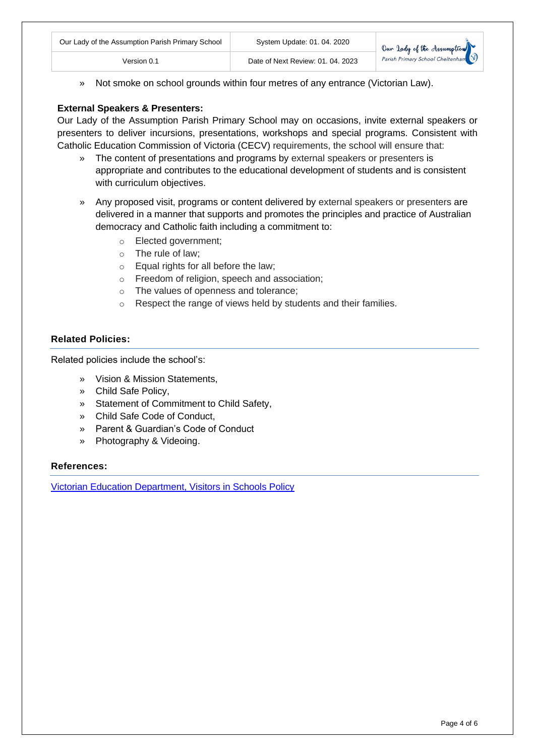» Not smoke on school grounds within four metres of any entrance (Victorian Law).

**External Speakers & Presenters:**

Our Lady of the Assumption Parish Primary School may on occasions, invite external speakers or presenters to deliver incursions, presentations, workshops and special programs. Consistent with Catholic Education Commission of Victoria (CECV) requirements, the school will ensure that:

» The content of presentations and programs by external speakers or presenters is appropriate and contributes to the educational development of students and is consistent with curriculum objectives.

» Any proposed visit, programs or content delivered by external speakers or presenters are delivered in a manner that supports and promotes the principles and practice of Australian democracy and Catholic faith including a commitment to:

- Elected government;
- The rule of law;
- Equal rights for all before the law;
- Freedom of religion, speech and association;
- The values of openness and tolerance;
- Respect the range of views held by students and their families.

## Related Policies:

Related policies include the school's:

» Vision & Mission Statements,
» Child Safe Policy,
» Statement of Commitment to Child Safety,
» Child Safe Code of Conduct,
» Parent & Guardian's Code of Conduct
» Photography & Videoing.

## References:

[Victorian Education Department, Visitors in Schools Policy]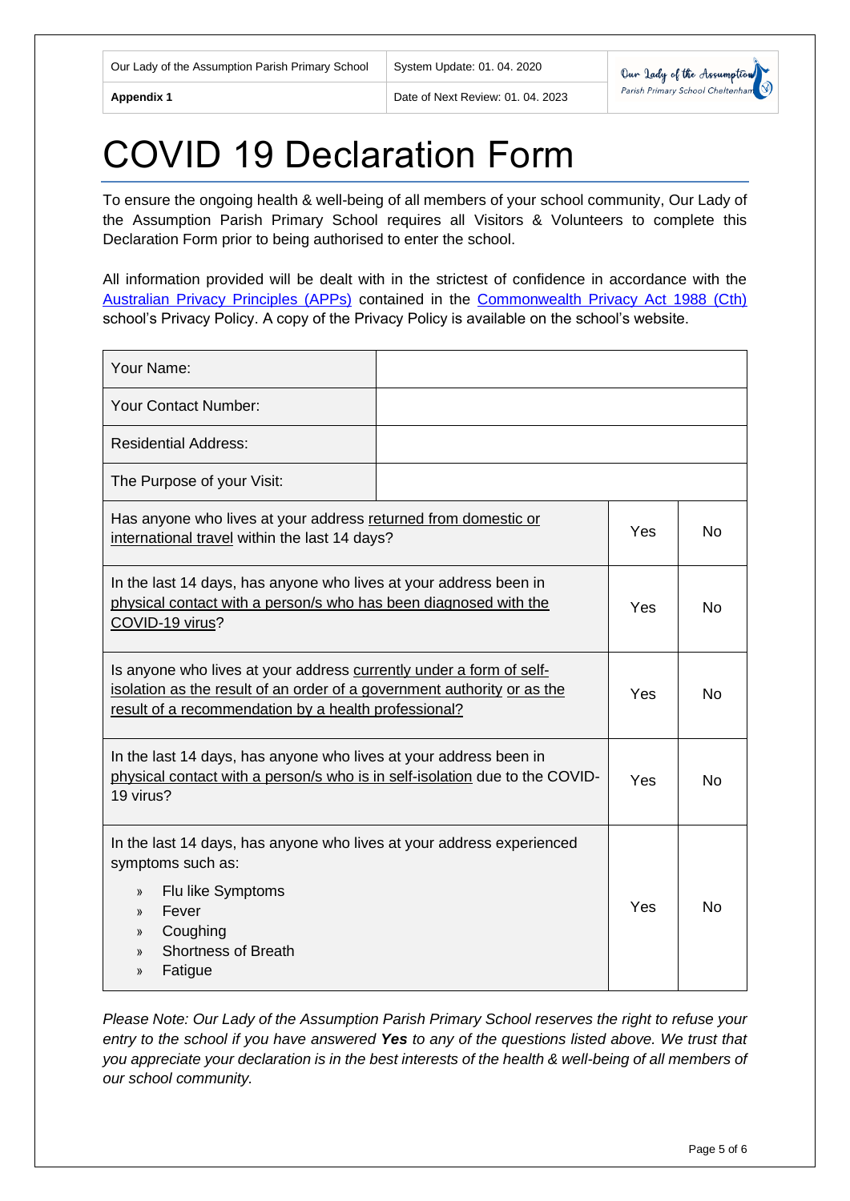| Our Lady of the Assumption Parish Primary School | System Update: 01. 04. 2020 |
|---|---|
| **Appendix 1** | Date of Next Review: 01. 04. 2023 |

# COVID 19 Declaration Form

To ensure the ongoing health & well-being of all members of your school community, Our Lady of the Assumption Parish Primary School requires all Visitors & Volunteers to complete this Declaration Form prior to being authorised to enter the school.

All information provided will be dealt with in the strictest of confidence in accordance with the Australian Privacy Principles (APPs) contained in the Commonwealth Privacy Act 1988 (Cth) school's Privacy Policy. A copy of the Privacy Policy is available on the school's website.

| Your Name: | | |
|---|---|---|
| Your Contact Number: | | |
| Residential Address: | | |
| The Purpose of your Visit: | | |
| Has anyone who lives at your address returned from domestic or international travel within the last 14 days? | Yes | No |
| In the last 14 days, has anyone who lives at your address been in physical contact with a person/s who has been diagnosed with the COVID-19 virus? | Yes | No |
| Is anyone who lives at your address currently under a form of self-isolation as the result of an order of a government authority or as the result of a recommendation by a health professional? | Yes | No |
| In the last 14 days, has anyone who lives at your address been in physical contact with a person/s who is in self-isolation due to the COVID-19 virus? | Yes | No |
| In the last 14 days, has anyone who lives at your address experienced symptoms such as: » Flu like Symptoms » Fever » Coughing » Shortness of Breath » Fatigue | Yes | No |

*Please Note: Our Lady of the Assumption Parish Primary School reserves the right to refuse your entry to the school if you have answered **Yes** to any of the questions listed above. We trust that you appreciate your declaration is in the best interests of the health & well-being of all members of our school community.*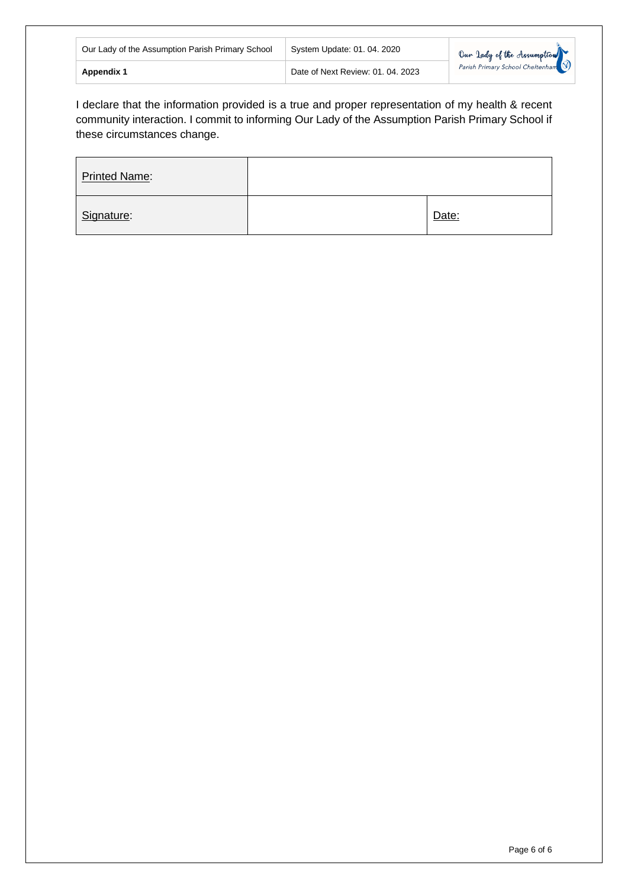I declare that the information provided is a true and proper representation of my health & recent community interaction. I commit to informing Our Lady of the Assumption Parish Primary School if these circumstances change.

| | | |
|---|---|---|
| Printed Name: | | |
| Signature: | | Date: |